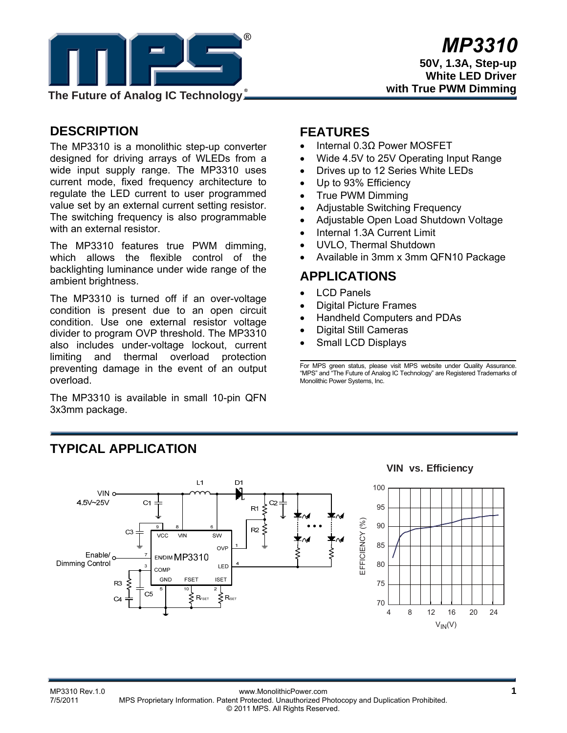# MP3310

**50V, 1.3A, Step-up White LED Driver with True PWM Dimming**

## DESCRIPTION

The MP3310 is a monolithic step-up converter designed for driving arrays of WLEDs from a wide input supply range. The MP3310 uses current mode, fixed frequency architecture to regulate the LED current to user programmed value set by an external current setting resistor. The switching frequency is also programmable with an external resistor.

The MP3310 features true PWM dimming, which allows the flexible control of the backlighting luminance under wide range of the ambient brightness.

The MP3310 is turned off if an over-voltage condition is present due to an open circuit condition. Use one external resistor voltage divider to program OVP threshold. The MP3310 also includes under-voltage lockout, current limiting and thermal overload protection preventing damage in the event of an output overload.

The MP3310 is available in small 10-pin QFN 3x3mm package.

## FEATURES

- Internal 0.3Ω Power MOSFET
- Wide 4.5V to 25V Operating Input Range
- Drives up to 12 Series White LEDs
- Up to 93% Efficiency
- True PWM Dimming
- Adjustable Switching Frequency
- Adjustable Open Load Shutdown Voltage
- Internal 1.3A Current Limit
- UVLO, Thermal Shutdown
- Available in 3mm x 3mm QFN10 Package

## APPLICATIONS

- LCD Panels
- Digital Picture Frames
- Handheld Computers and PDAs
- Digital Still Cameras
- Small LCD Displays

For MPS green status, please visit MPS website under Quality Assurance. "MPS" and "The Future of Analog IC Technology" are Registered Trademarks of Monolithic Power Systems, Inc.

## TYPICAL APPLICATION

**VIN vs. Efficiency**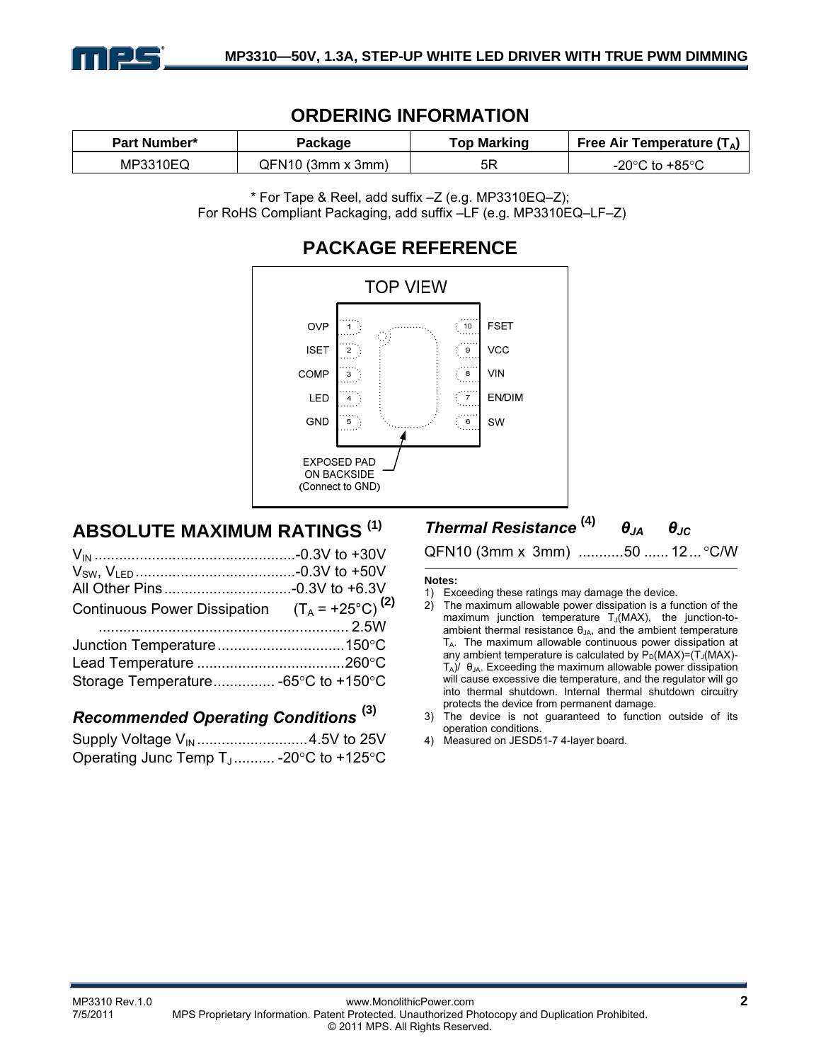## ORDERING INFORMATION

| Part Number* | Package | Top Marking | Free Air Temperature ($T_A$) |
|---|---|---|---|
| MP3310EQ | QFN10 (3mm x 3mm) | 5R | -20°C to +85°C |

\* For Tape & Reel, add suffix –Z (e.g. MP3310EQ–Z);
For RoHS Compliant Packaging, add suffix –LF (e.g. MP3310EQ–LF–Z)

## PACKAGE REFERENCE

TOP VIEW

| Pin | Name | Pin | Name |
|---|---|---|---|
| 1 | OVP | 10 | FSET |
| 2 | ISET | 9 | VCC |
| 3 | COMP | 8 | VIN |
| 4 | LED | 7 | EN/DIM |
| 5 | GND | 6 | SW |

EXPOSED PAD ON BACKSIDE (Connect to GND)

## ABSOLUTE MAXIMUM RATINGS [1]

$V_{IN}$ ................................................-0.3V to +30V
$V_{SW}$, $V_{LED}$ .......................................-0.3V to +50V
All Other Pins ...............................-0.3V to +6.3V
Continuous Power Dissipation ($T_A$ = +25°C) [2]
............................................................. 2.5W
Junction Temperature ...............................150°C
Lead Temperature ....................................260°C
Storage Temperature............... -65°C to +150°C

### *Recommended Operating Conditions* [3]

Supply Voltage $V_{IN}$ ...........................4.5V to 25V
Operating Junc Temp $T_J$ .......... -20°C to +125°C

### *Thermal Resistance* [4] $\theta_{JA}$ $\theta_{JC}$

QFN10 (3mm x 3mm) ...........50 ...... 12 ... °C/W

**Notes:**

1) Exceeding these ratings may damage the device.
2) The maximum allowable power dissipation is a function of the maximum junction temperature $T_J$(MAX), the junction-to-ambient thermal resistance $\theta_{JA}$, and the ambient temperature $T_A$. The maximum allowable continuous power dissipation at any ambient temperature is calculated by $P_D(MAX)=(T_J(MAX)-T_A)/\theta_{JA}$. Exceeding the maximum allowable power dissipation will cause excessive die temperature, and the regulator will go into thermal shutdown. Internal thermal shutdown circuitry protects the device from permanent damage.
3) The device is not guaranteed to function outside of its operation conditions.
4) Measured on JESD51-7 4-layer board.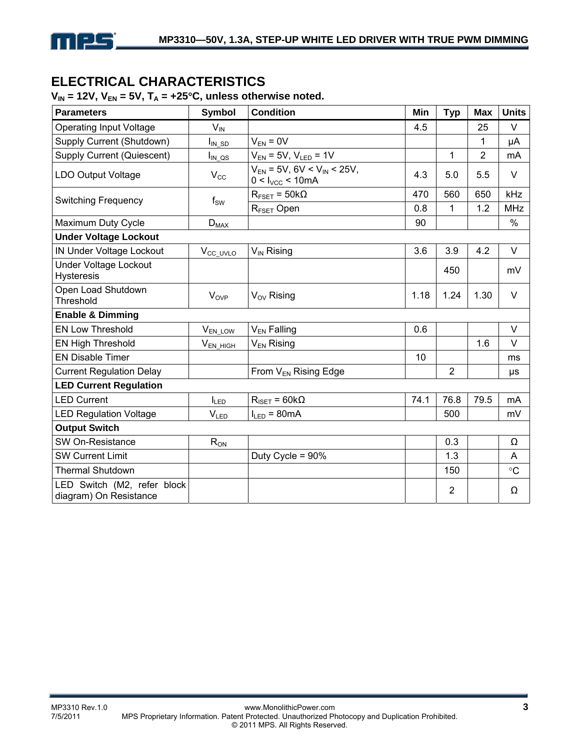## ELECTRICAL CHARACTERISTICS

**$V_{IN}$ = 12V, $V_{EN}$ = 5V, $T_A$ = +25°C, unless otherwise noted.**

| Parameters | Symbol | Condition | Min | Typ | Max | Units |
|---|---|---|---|---|---|---|
| Operating Input Voltage | $V_{IN}$ | | 4.5 | | 25 | V |
| Supply Current (Shutdown) | $I_{IN\_SD}$ | $V_{EN}$ = 0V | | | 1 | μA |
| Supply Current (Quiescent) | $I_{IN\_QS}$ | $V_{EN}$ = 5V, $V_{LED}$ = 1V | | 1 | 2 | mA |
| LDO Output Voltage | $V_{CC}$ | $V_{EN}$ = 5V, 6V < $V_{IN}$ < 25V, 0 < $I_{VCC}$ < 10mA | 4.3 | 5.0 | 5.5 | V |
| Switching Frequency | $f_{SW}$ | $R_{FSET}$ = 50kΩ | 470 | 560 | 650 | kHz |
| | | $R_{FSET}$ Open | 0.8 | 1 | 1.2 | MHz |
| Maximum Duty Cycle | $D_{MAX}$ | | 90 | | | % |
| **Under Voltage Lockout** | | | | | | |
| IN Under Voltage Lockout | $V_{CC\_UVLO}$ | $V_{IN}$ Rising | 3.6 | 3.9 | 4.2 | V |
| Under Voltage Lockout Hysteresis | | | | 450 | | mV |
| Open Load Shutdown Threshold | $V_{OVP}$ | $V_{OV}$ Rising | 1.18 | 1.24 | 1.30 | V |
| **Enable & Dimming** | | | | | | |
| EN Low Threshold | $V_{EN\_LOW}$ | $V_{EN}$ Falling | 0.6 | | | V |
| EN High Threshold | $V_{EN\_HIGH}$ | $V_{EN}$ Rising | | | 1.6 | V |
| EN Disable Timer | | | 10 | | | ms |
| Current Regulation Delay | | From $V_{EN}$ Rising Edge | | 2 | | μs |
| **LED Current Regulation** | | | | | | |
| LED Current | $I_{LED}$ | $R_{ISET}$ = 60kΩ | 74.1 | 76.8 | 79.5 | mA |
| LED Regulation Voltage | $V_{LED}$ | $I_{LED}$ = 80mA | | 500 | | mV |
| **Output Switch** | | | | | | |
| SW On-Resistance | $R_{ON}$ | | | 0.3 | | Ω |
| SW Current Limit | | Duty Cycle = 90% | | 1.3 | | A |
| Thermal Shutdown | | | | 150 | | °C |
| LED Switch (M2, refer block diagram) On Resistance | | | | 2 | | Ω |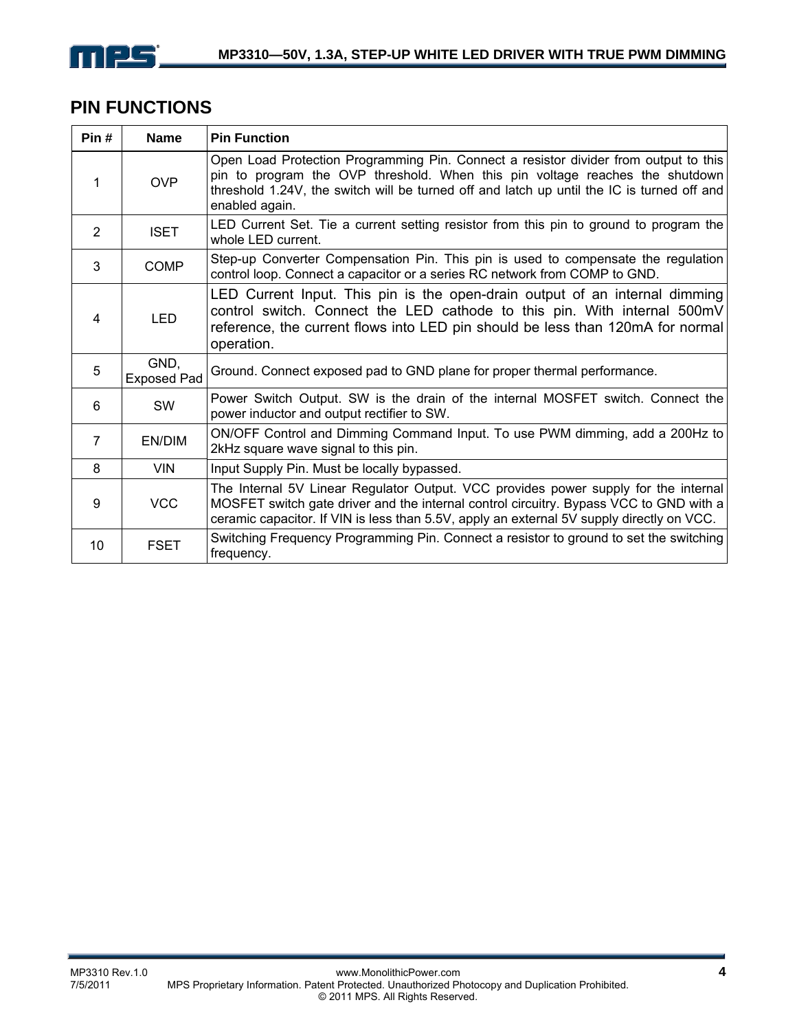## PIN FUNCTIONS

| Pin # | Name | Pin Function |
|---|---|---|
| 1 | OVP | Open Load Protection Programming Pin. Connect a resistor divider from output to this pin to program the OVP threshold. When this pin voltage reaches the shutdown threshold 1.24V, the switch will be turned off and latch up until the IC is turned off and enabled again. |
| 2 | ISET | LED Current Set. Tie a current setting resistor from this pin to ground to program the whole LED current. |
| 3 | COMP | Step-up Converter Compensation Pin. This pin is used to compensate the regulation control loop. Connect a capacitor or a series RC network from COMP to GND. |
| 4 | LED | LED Current Input. This pin is the open-drain output of an internal dimming control switch. Connect the LED cathode to this pin. With internal 500mV reference, the current flows into LED pin should be less than 120mA for normal operation. |
| 5 | GND, Exposed Pad | Ground. Connect exposed pad to GND plane for proper thermal performance. |
| 6 | SW | Power Switch Output. SW is the drain of the internal MOSFET switch. Connect the power inductor and output rectifier to SW. |
| 7 | EN/DIM | ON/OFF Control and Dimming Command Input. To use PWM dimming, add a 200Hz to 2kHz square wave signal to this pin. |
| 8 | VIN | Input Supply Pin. Must be locally bypassed. |
| 9 | VCC | The Internal 5V Linear Regulator Output. VCC provides power supply for the internal MOSFET switch gate driver and the internal control circuitry. Bypass VCC to GND with a ceramic capacitor. If VIN is less than 5.5V, apply an external 5V supply directly on VCC. |
| 10 | FSET | Switching Frequency Programming Pin. Connect a resistor to ground to set the switching frequency. |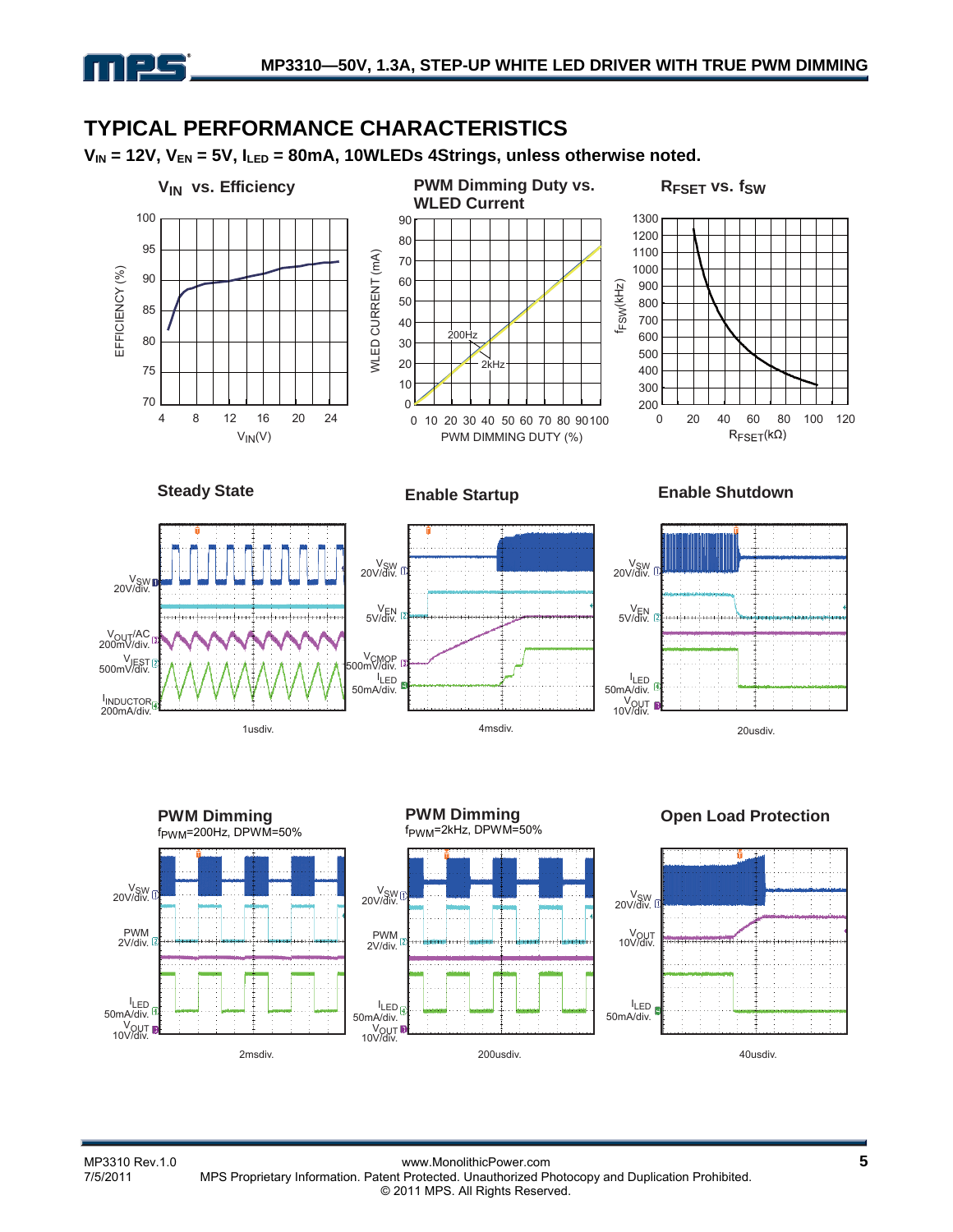## TYPICAL PERFORMANCE CHARACTERISTICS

**$V_{IN}$ = 12V, $V_{EN}$ = 5V, $I_{LED}$ = 80mA, 10WLEDs 4Strings, unless otherwise noted.**

**$V_{IN}$ vs. Efficiency**

**PWM Dimming Duty vs. WLED Current**

**$R_{FSET}$ vs. $f_{SW}$**

**Steady State**

**Enable Startup**

**Enable Shutdown**

**PWM Dimming**
$f_{PWM}$=200Hz, DPWM=50%

**PWM Dimming**
$f_{PWM}$=2kHz, DPWM=50%

**Open Load Protection**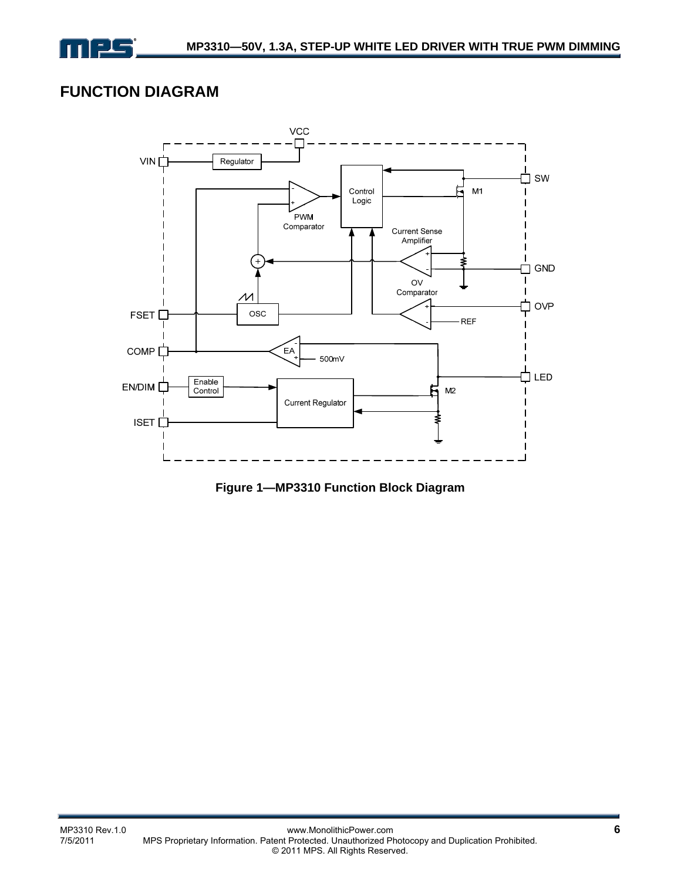## FUNCTION DIAGRAM

**Figure 1—MP3310 Function Block Diagram**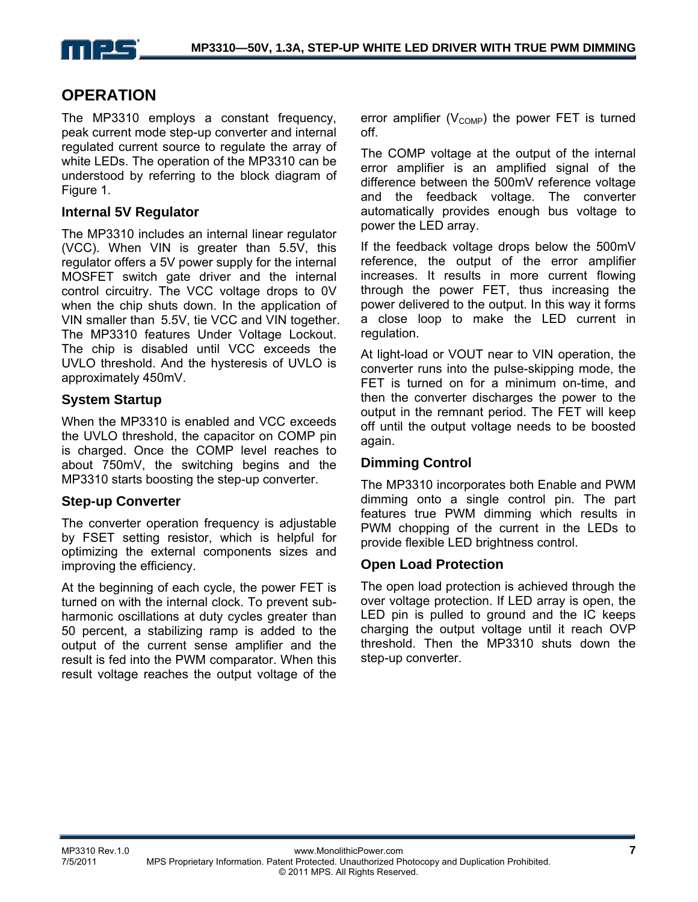# OPERATION

The MP3310 employs a constant frequency, peak current mode step-up converter and internal regulated current source to regulate the array of white LEDs. The operation of the MP3310 can be understood by referring to the block diagram of Figure 1.

## Internal 5V Regulator

The MP3310 includes an internal linear regulator (VCC). When VIN is greater than 5.5V, this regulator offers a 5V power supply for the internal MOSFET switch gate driver and the internal control circuitry. The VCC voltage drops to 0V when the chip shuts down. In the application of VIN smaller than 5.5V, tie VCC and VIN together. The MP3310 features Under Voltage Lockout. The chip is disabled until VCC exceeds the UVLO threshold. And the hysteresis of UVLO is approximately 450mV.

## System Startup

When the MP3310 is enabled and VCC exceeds the UVLO threshold, the capacitor on COMP pin is charged. Once the COMP level reaches to about 750mV, the switching begins and the MP3310 starts boosting the step-up converter.

## Step-up Converter

The converter operation frequency is adjustable by FSET setting resistor, which is helpful for optimizing the external components sizes and improving the efficiency.

At the beginning of each cycle, the power FET is turned on with the internal clock. To prevent sub-harmonic oscillations at duty cycles greater than 50 percent, a stabilizing ramp is added to the output of the current sense amplifier and the result is fed into the PWM comparator. When this result voltage reaches the output voltage of the error amplifier ($V_{COMP}$) the power FET is turned off.

The COMP voltage at the output of the internal error amplifier is an amplified signal of the difference between the 500mV reference voltage and the feedback voltage. The converter automatically provides enough bus voltage to power the LED array.

If the feedback voltage drops below the 500mV reference, the output of the error amplifier increases. It results in more current flowing through the power FET, thus increasing the power delivered to the output. In this way it forms a close loop to make the LED current in regulation.

At light-load or VOUT near to VIN operation, the converter runs into the pulse-skipping mode, the FET is turned on for a minimum on-time, and then the converter discharges the power to the output in the remnant period. The FET will keep off until the output voltage needs to be boosted again.

## Dimming Control

The MP3310 incorporates both Enable and PWM dimming onto a single control pin. The part features true PWM dimming which results in PWM chopping of the current in the LEDs to provide flexible LED brightness control.

## Open Load Protection

The open load protection is achieved through the over voltage protection. If LED array is open, the LED pin is pulled to ground and the IC keeps charging the output voltage until it reach OVP threshold. Then the MP3310 shuts down the step-up converter.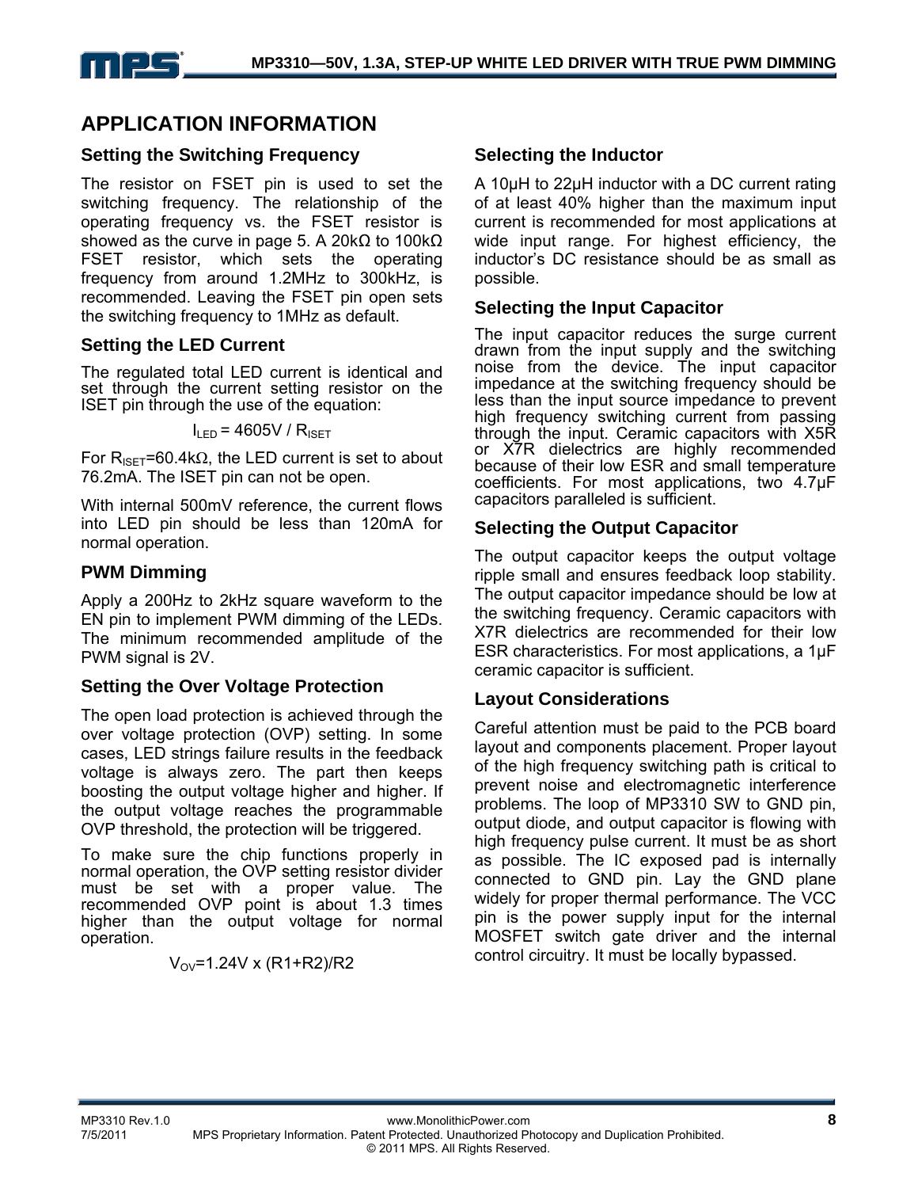## APPLICATION INFORMATION

### Setting the Switching Frequency

The resistor on FSET pin is used to set the switching frequency. The relationship of the operating frequency vs. the FSET resistor is showed as the curve in page 5. A 20kΩ to 100kΩ FSET resistor, which sets the operating frequency from around 1.2MHz to 300kHz, is recommended. Leaving the FSET pin open sets the switching frequency to 1MHz as default.

### Setting the LED Current

The regulated total LED current is identical and set through the current setting resistor on the ISET pin through the use of the equation:

$$I_{LED} = 4605V / R_{ISET}$$

For $R_{ISET}$=60.4kΩ, the LED current is set to about 76.2mA. The ISET pin can not be open.

With internal 500mV reference, the current flows into LED pin should be less than 120mA for normal operation.

### PWM Dimming

Apply a 200Hz to 2kHz square waveform to the EN pin to implement PWM dimming of the LEDs. The minimum recommended amplitude of the PWM signal is 2V.

### Setting the Over Voltage Protection

The open load protection is achieved through the over voltage protection (OVP) setting. In some cases, LED strings failure results in the feedback voltage is always zero. The part then keeps boosting the output voltage higher and higher. If the output voltage reaches the programmable OVP threshold, the protection will be triggered.

To make sure the chip functions properly in normal operation, the OVP setting resistor divider must be set with a proper value. The recommended OVP point is about 1.3 times higher than the output voltage for normal operation.

$$V_{OV}=1.24V \times (R1+R2)/R2$$

### Selecting the Inductor

A 10µH to 22µH inductor with a DC current rating of at least 40% higher than the maximum input current is recommended for most applications at wide input range. For highest efficiency, the inductor's DC resistance should be as small as possible.

### Selecting the Input Capacitor

The input capacitor reduces the surge current drawn from the input supply and the switching noise from the device. The input capacitor impedance at the switching frequency should be less than the input source impedance to prevent high frequency switching current from passing through the input. Ceramic capacitors with X5R or X7R dielectrics are highly recommended because of their low ESR and small temperature coefficients. For most applications, two 4.7µF capacitors paralleled is sufficient.

### Selecting the Output Capacitor

The output capacitor keeps the output voltage ripple small and ensures feedback loop stability. The output capacitor impedance should be low at the switching frequency. Ceramic capacitors with X7R dielectrics are recommended for their low ESR characteristics. For most applications, a 1µF ceramic capacitor is sufficient.

### Layout Considerations

Careful attention must be paid to the PCB board layout and components placement. Proper layout of the high frequency switching path is critical to prevent noise and electromagnetic interference problems. The loop of MP3310 SW to GND pin, output diode, and output capacitor is flowing with high frequency pulse current. It must be as short as possible. The IC exposed pad is internally connected to GND pin. Lay the GND plane widely for proper thermal performance. The VCC pin is the power supply input for the internal MOSFET switch gate driver and the internal control circuitry. It must be locally bypassed.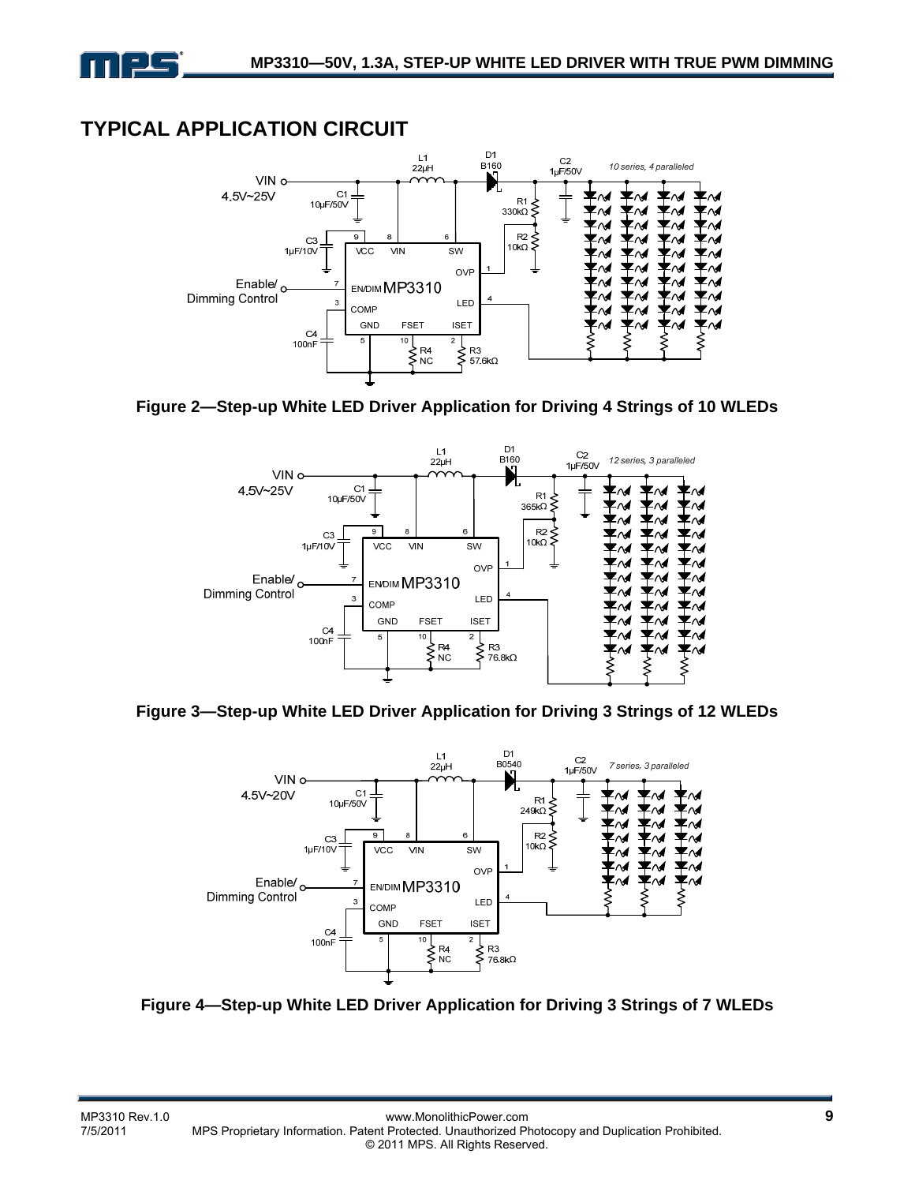## TYPICAL APPLICATION CIRCUIT

**Figure 2—Step-up White LED Driver Application for Driving 4 Strings of 10 WLEDs**

**Figure 3—Step-up White LED Driver Application for Driving 3 Strings of 12 WLEDs**

**Figure 4—Step-up White LED Driver Application for Driving 3 Strings of 7 WLEDs**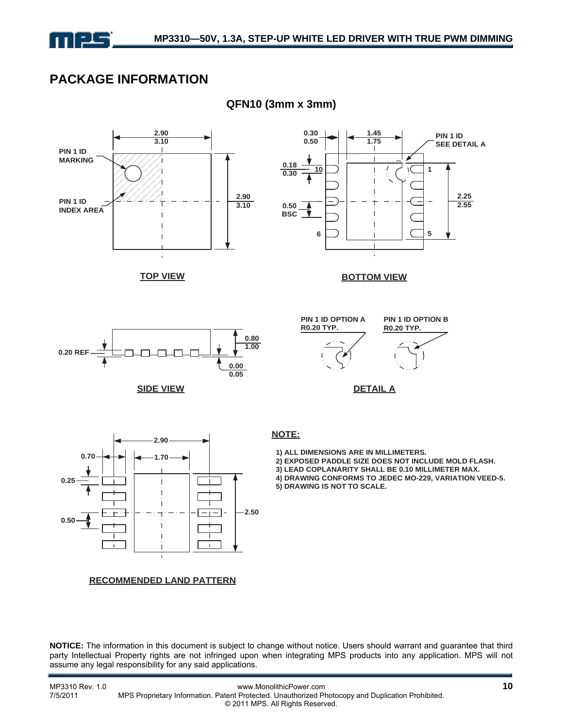## PACKAGE INFORMATION

### QFN10 (3mm x 3mm)

PIN 1 ID MARKING

PIN 1 ID INDEX AREA

2.90
3.10

2.90
3.10

TOP VIEW

0.30
0.50

1.45
1.75

PIN 1 ID
SEE DETAIL A

0.18
0.30

10

1

0.50
BSC

2.25
2.55

6

5

BOTTOM VIEW

0.20 REF

0.80
1.00

0.00
0.05

SIDE VIEW

PIN 1 ID OPTION A
R0.20 TYP.

PIN 1 ID OPTION B
R0.20 TYP.

DETAIL A

2.90

0.70

1.70

0.25

0.50

2.50

RECOMMENDED LAND PATTERN

**NOTE:**

1) ALL DIMENSIONS ARE IN MILLIMETERS.
2) EXPOSED PADDLE SIZE DOES NOT INCLUDE MOLD FLASH.
3) LEAD COPLANARITY SHALL BE 0.10 MILLIMETER MAX.
4) DRAWING CONFORMS TO JEDEC MO-229, VARIATION VEED-5.
5) DRAWING IS NOT TO SCALE.

**NOTICE:** The information in this document is subject to change without notice. Users should warrant and guarantee that third party Intellectual Property rights are not infringed upon when integrating MPS products into any application. MPS will not assume any legal responsibility for any said applications.